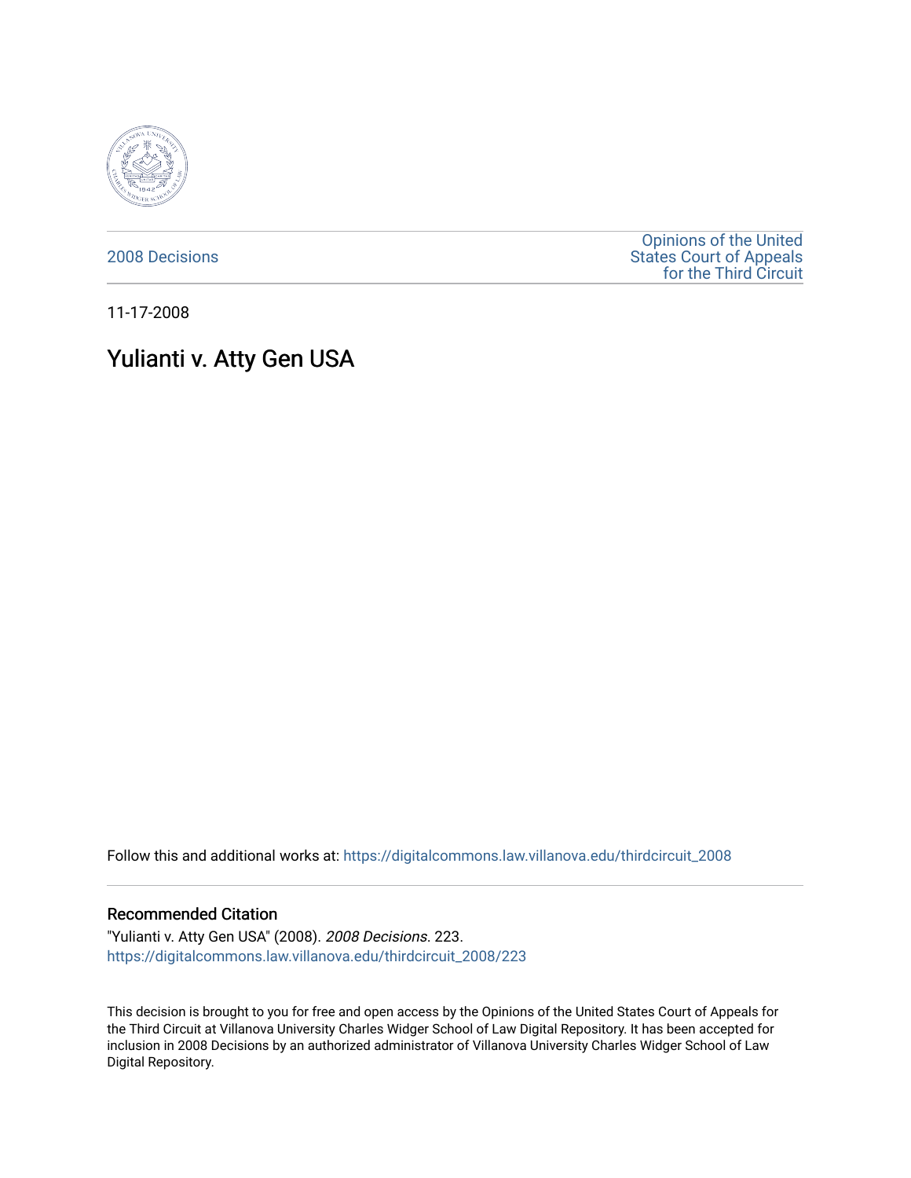2008 Decisions

Opinions of the United States Court of Appeals for the Third Circuit

11-17-2008

# Yulianti v. Atty Gen USA

Follow this and additional works at: https://digitalcommons.law.villanova.edu/thirdcircuit_2008

## Recommended Citation

"Yulianti v. Atty Gen USA" (2008). *2008 Decisions*. 223.
https://digitalcommons.law.villanova.edu/thirdcircuit_2008/223

This decision is brought to you for free and open access by the Opinions of the United States Court of Appeals for the Third Circuit at Villanova University Charles Widger School of Law Digital Repository. It has been accepted for inclusion in 2008 Decisions by an authorized administrator of Villanova University Charles Widger School of Law Digital Repository.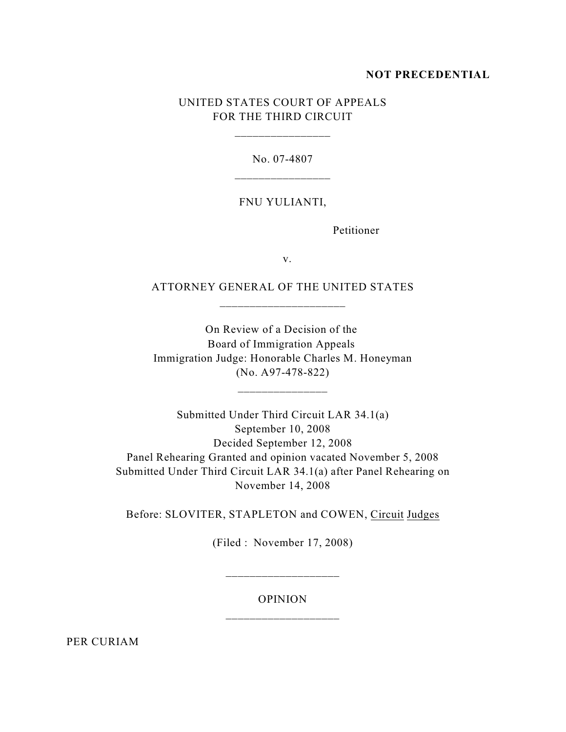**NOT PRECEDENTIAL**

UNITED STATES COURT OF APPEALS
FOR THE THIRD CIRCUIT

---

No. 07-4807

---

FNU YULIANTI,

Petitioner

v.

ATTORNEY GENERAL OF THE UNITED STATES

---

On Review of a Decision of the
Board of Immigration Appeals
Immigration Judge: Honorable Charles M. Honeyman
(No. A97-478-822)

---

Submitted Under Third Circuit LAR 34.1(a)
September 10, 2008
Decided September 12, 2008
Panel Rehearing Granted and opinion vacated November 5, 2008
Submitted Under Third Circuit LAR 34.1(a) after Panel Rehearing on
November 14, 2008

Before: SLOVITER, STAPLETON and COWEN, Circuit Judges

(Filed : November 17, 2008)

---

OPINION

---

PER CURIAM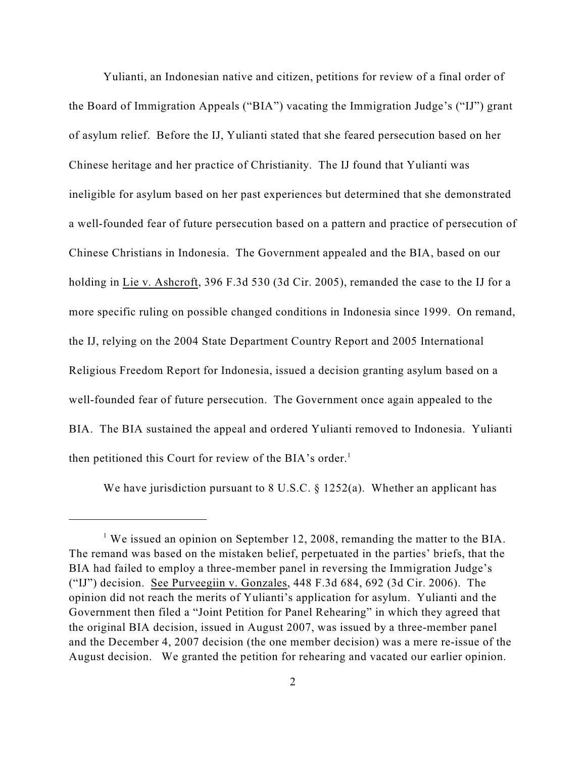Yulianti, an Indonesian native and citizen, petitions for review of a final order of the Board of Immigration Appeals ("BIA") vacating the Immigration Judge's ("IJ") grant of asylum relief. Before the IJ, Yulianti stated that she feared persecution based on her Chinese heritage and her practice of Christianity. The IJ found that Yulianti was ineligible for asylum based on her past experiences but determined that she demonstrated a well-founded fear of future persecution based on a pattern and practice of persecution of Chinese Christians in Indonesia. The Government appealed and the BIA, based on our holding in Lie v. Ashcroft, 396 F.3d 530 (3d Cir. 2005), remanded the case to the IJ for a more specific ruling on possible changed conditions in Indonesia since 1999. On remand, the IJ, relying on the 2004 State Department Country Report and 2005 International Religious Freedom Report for Indonesia, issued a decision granting asylum based on a well-founded fear of future persecution. The Government once again appealed to the BIA. The BIA sustained the appeal and ordered Yulianti removed to Indonesia. Yulianti then petitioned this Court for review of the BIA's order.[1]

We have jurisdiction pursuant to 8 U.S.C. § 1252(a). Whether an applicant has

[1] We issued an opinion on September 12, 2008, remanding the matter to the BIA. The remand was based on the mistaken belief, perpetuated in the parties' briefs, that the BIA had failed to employ a three-member panel in reversing the Immigration Judge's ("IJ") decision. See Purveegiin v. Gonzales, 448 F.3d 684, 692 (3d Cir. 2006). The opinion did not reach the merits of Yulianti's application for asylum. Yulianti and the Government then filed a "Joint Petition for Panel Rehearing" in which they agreed that the original BIA decision, issued in August 2007, was issued by a three-member panel and the December 4, 2007 decision (the one member decision) was a mere re-issue of the August decision. We granted the petition for rehearing and vacated our earlier opinion.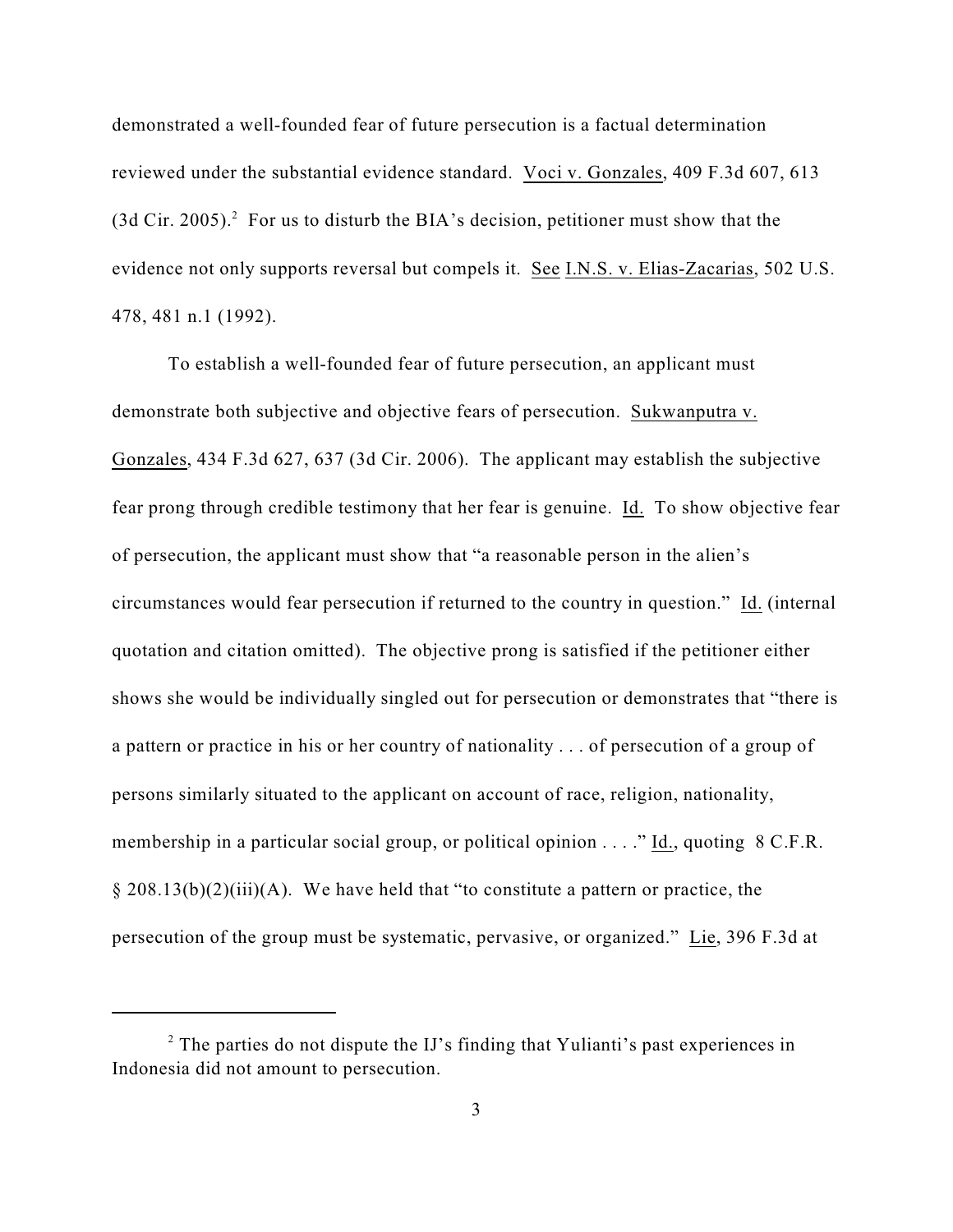demonstrated a well-founded fear of future persecution is a factual determination reviewed under the substantial evidence standard. Voci v. Gonzales, 409 F.3d 607, 613 (3d Cir. 2005).[2] For us to disturb the BIA's decision, petitioner must show that the evidence not only supports reversal but compels it. See I.N.S. v. Elias-Zacarias, 502 U.S. 478, 481 n.1 (1992).

To establish a well-founded fear of future persecution, an applicant must demonstrate both subjective and objective fears of persecution. Sukwanputra v. Gonzales, 434 F.3d 627, 637 (3d Cir. 2006). The applicant may establish the subjective fear prong through credible testimony that her fear is genuine. Id. To show objective fear of persecution, the applicant must show that "a reasonable person in the alien's circumstances would fear persecution if returned to the country in question." Id. (internal quotation and citation omitted). The objective prong is satisfied if the petitioner either shows she would be individually singled out for persecution or demonstrates that "there is a pattern or practice in his or her country of nationality . . . of persecution of a group of persons similarly situated to the applicant on account of race, religion, nationality, membership in a particular social group, or political opinion . . . ." Id., quoting 8 C.F.R. § 208.13(b)(2)(iii)(A). We have held that "to constitute a pattern or practice, the persecution of the group must be systematic, pervasive, or organized." Lie, 396 F.3d at

[2] The parties do not dispute the IJ's finding that Yulianti's past experiences in Indonesia did not amount to persecution.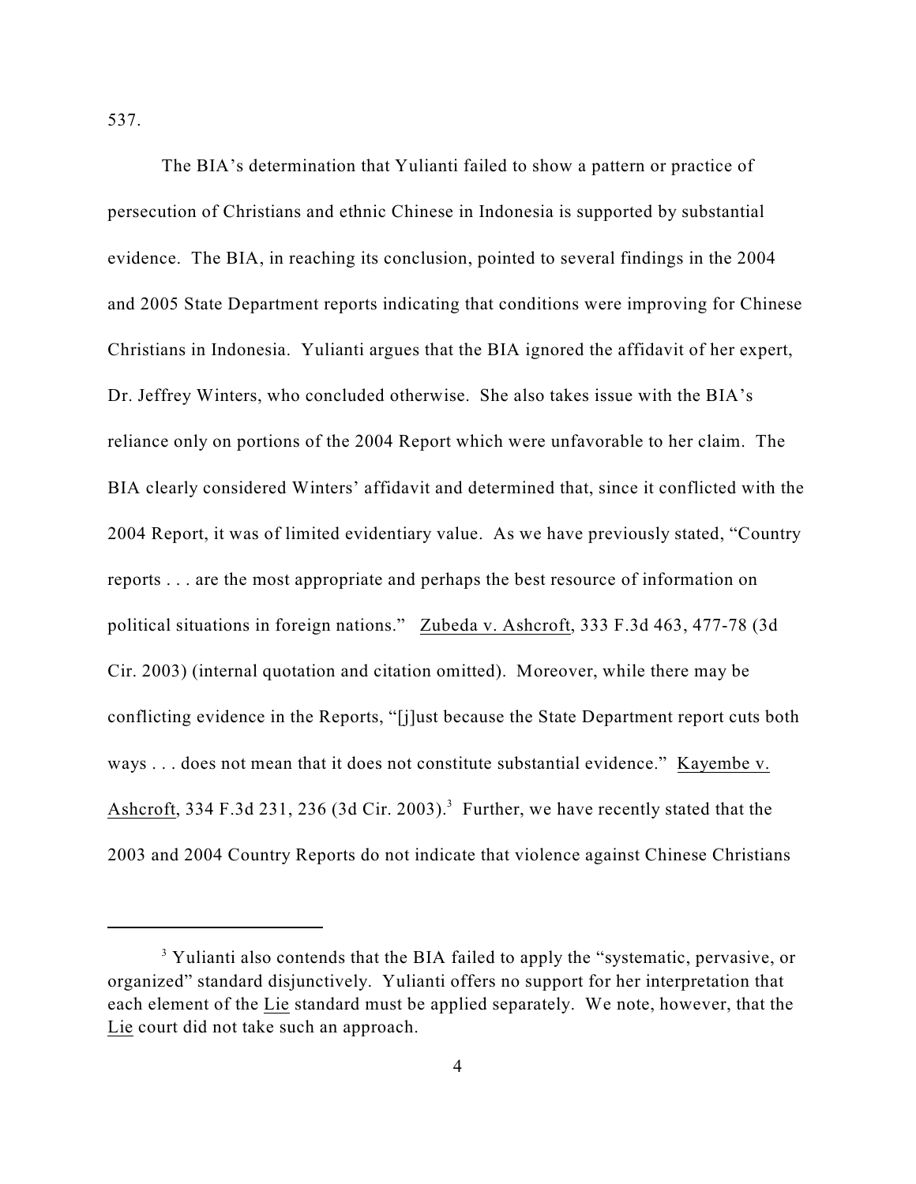537.

The BIA's determination that Yulianti failed to show a pattern or practice of persecution of Christians and ethnic Chinese in Indonesia is supported by substantial evidence. The BIA, in reaching its conclusion, pointed to several findings in the 2004 and 2005 State Department reports indicating that conditions were improving for Chinese Christians in Indonesia. Yulianti argues that the BIA ignored the affidavit of her expert, Dr. Jeffrey Winters, who concluded otherwise. She also takes issue with the BIA's reliance only on portions of the 2004 Report which were unfavorable to her claim. The BIA clearly considered Winters' affidavit and determined that, since it conflicted with the 2004 Report, it was of limited evidentiary value. As we have previously stated, "Country reports . . . are the most appropriate and perhaps the best resource of information on political situations in foreign nations." Zubeda v. Ashcroft, 333 F.3d 463, 477-78 (3d Cir. 2003) (internal quotation and citation omitted). Moreover, while there may be conflicting evidence in the Reports, "[j]ust because the State Department report cuts both ways . . . does not mean that it does not constitute substantial evidence." Kayembe v. Ashcroft, 334 F.3d 231, 236 (3d Cir. 2003).[3] Further, we have recently stated that the 2003 and 2004 Country Reports do not indicate that violence against Chinese Christians

[3] Yulianti also contends that the BIA failed to apply the "systematic, pervasive, or organized" standard disjunctively. Yulianti offers no support for her interpretation that each element of the Lie standard must be applied separately. We note, however, that the Lie court did not take such an approach.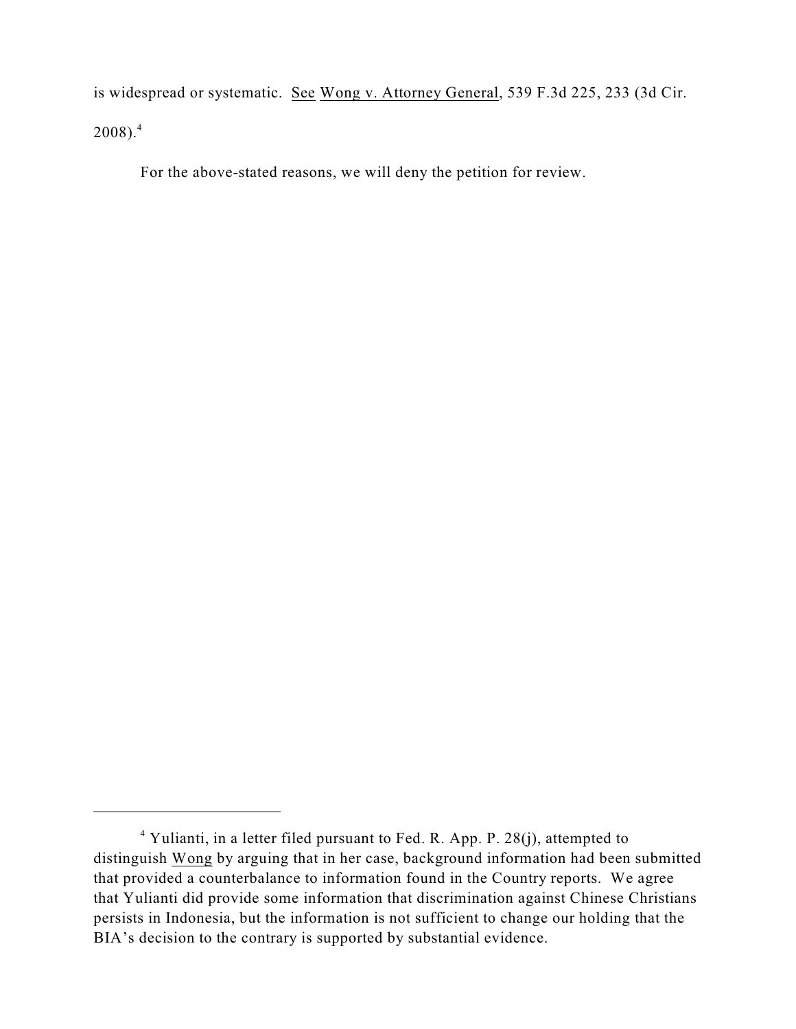is widespread or systematic. See Wong v. Attorney General, 539 F.3d 225, 233 (3d Cir. 2008).[4]

For the above-stated reasons, we will deny the petition for review.

---

[4] Yulianti, in a letter filed pursuant to Fed. R. App. P. 28(j), attempted to distinguish Wong by arguing that in her case, background information had been submitted that provided a counterbalance to information found in the Country reports. We agree that Yulianti did provide some information that discrimination against Chinese Christians persists in Indonesia, but the information is not sufficient to change our holding that the BIA's decision to the contrary is supported by substantial evidence.